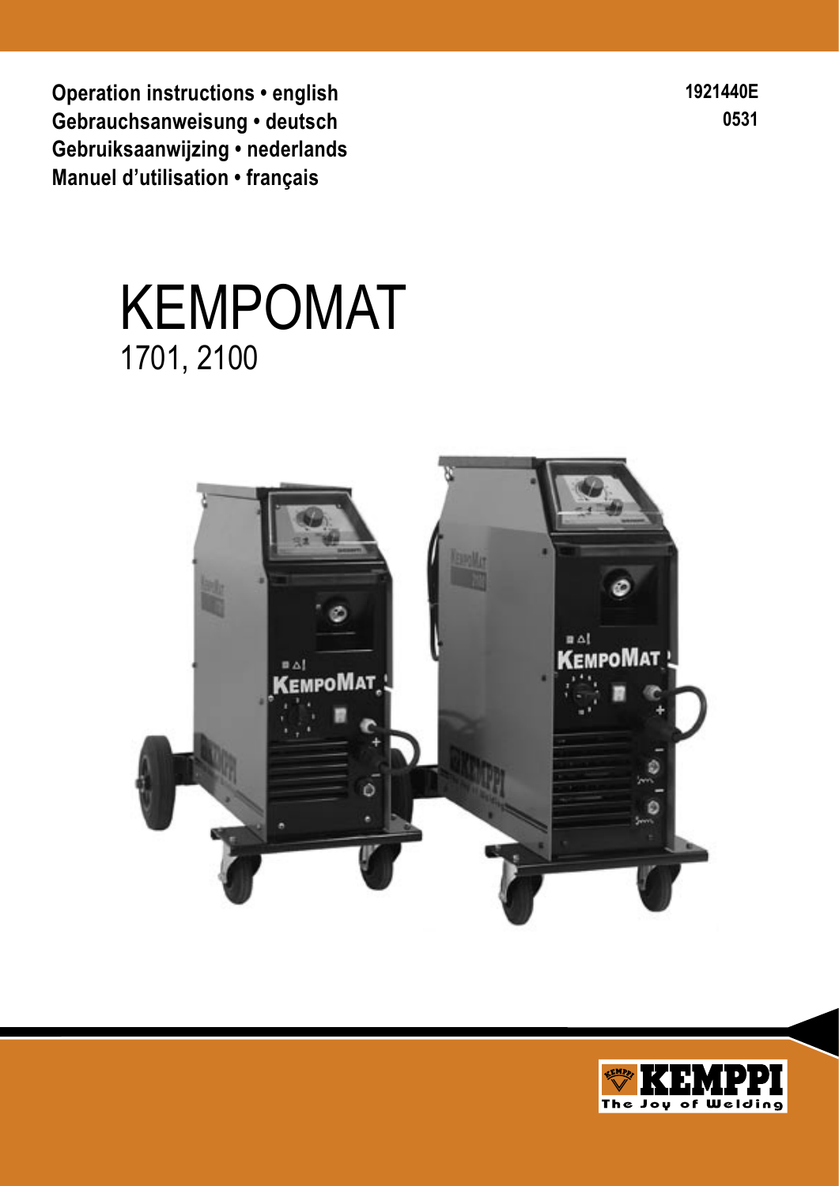**Operation instructions • english**
**Gebrauchsanweisung • deutsch**
**Gebruiksaanwijzing • nederlands**
**Manuel d'utilisation • français**

**1921440E**
**0531**

# KEMPOMAT
## 1701, 2100

KEMPPI
The Joy of Welding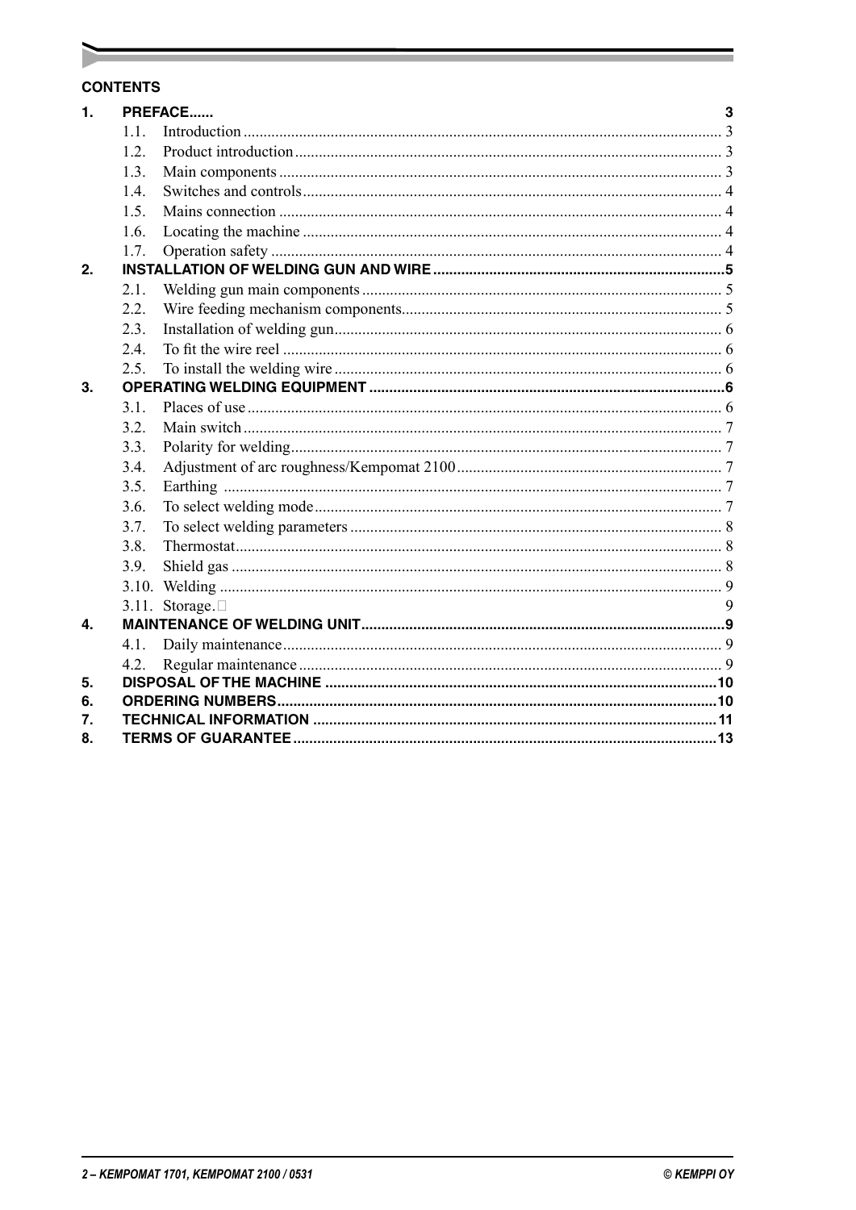**CONTENTS**

| | | |
|---|---|---|
| **1.** | **PREFACE......** | **3** |
| 1.1. | Introduction | 3 |
| 1.2. | Product introduction | 3 |
| 1.3. | Main components | 3 |
| 1.4. | Switches and controls | 4 |
| 1.5. | Mains connection | 4 |
| 1.6. | Locating the machine | 4 |
| 1.7. | Operation safety | 4 |
| **2.** | **INSTALLATION OF WELDING GUN AND WIRE** | **5** |
| 2.1. | Welding gun main components | 5 |
| 2.2. | Wire feeding mechanism components | 5 |
| 2.3. | Installation of welding gun | 6 |
| 2.4. | To fit the wire reel | 6 |
| 2.5. | To install the welding wire | 6 |
| **3.** | **OPERATING WELDING EQUIPMENT** | **6** |
| 3.1. | Places of use | 6 |
| 3.2. | Main switch | 7 |
| 3.3. | Polarity for welding | 7 |
| 3.4. | Adjustment of arc roughness/Kempomat 2100 | 7 |
| 3.5. | Earthing | 7 |
| 3.6. | To select welding mode | 7 |
| 3.7. | To select welding parameters | 8 |
| 3.8. | Thermostat | 8 |
| 3.9. | Shield gas | 8 |
| 3.10. | Welding | 9 |
| 3.11. | Storage. | 9 |
| **4.** | **MAINTENANCE OF WELDING UNIT** | **9** |
| 4.1. | Daily maintenance | 9 |
| 4.2. | Regular maintenance | 9 |
| **5.** | **DISPOSAL OF THE MACHINE** | **10** |
| **6.** | **ORDERING NUMBERS** | **10** |
| **7.** | **TECHNICAL INFORMATION** | **11** |
| **8.** | **TERMS OF GUARANTEE** | **13** |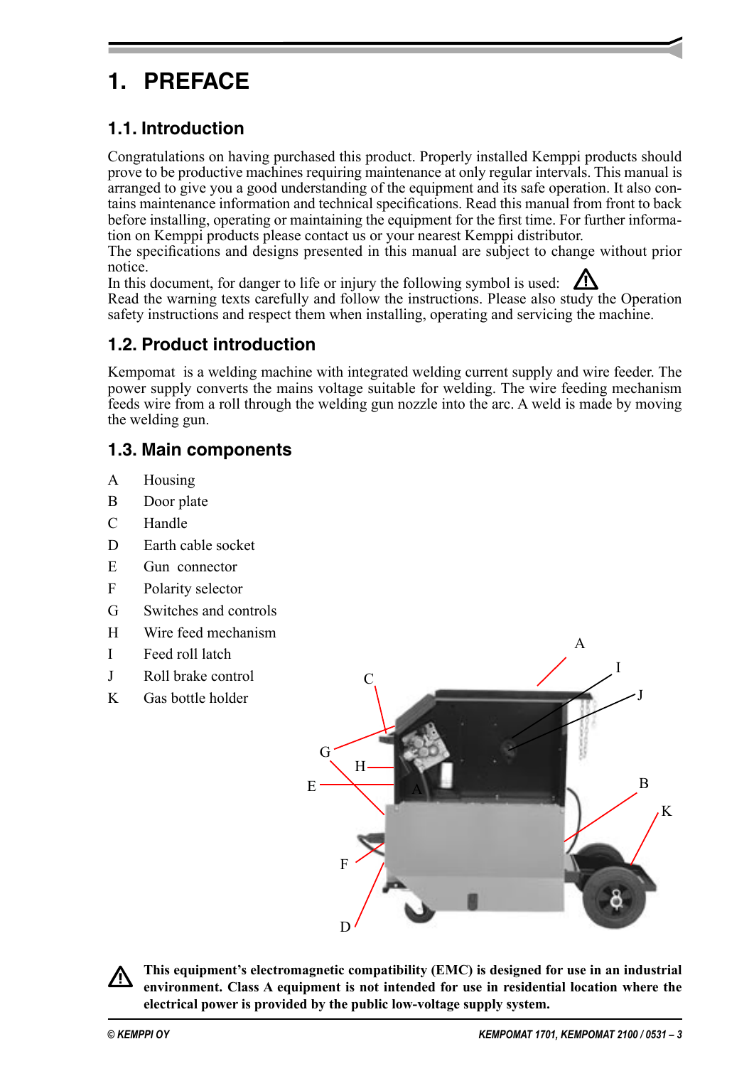# 1. PREFACE

## 1.1. Introduction

Congratulations on having purchased this product. Properly installed Kemppi products should prove to be productive machines requiring maintenance at only regular intervals. This manual is arranged to give you a good understanding of the equipment and its safe operation. It also contains maintenance information and technical specifications. Read this manual from front to back before installing, operating or maintaining the equipment for the first time. For further information on Kemppi products please contact us or your nearest Kemppi distributor.
The specifications and designs presented in this manual are subject to change without prior notice.
In this document, for danger to life or injury the following symbol is used: ⚠
Read the warning texts carefully and follow the instructions. Please also study the Operation safety instructions and respect them when installing, operating and servicing the machine.

## 1.2. Product introduction

Kempomat is a welding machine with integrated welding current supply and wire feeder. The power supply converts the mains voltage suitable for welding. The wire feeding mechanism feeds wire from a roll through the welding gun nozzle into the arc. A weld is made by moving the welding gun.

## 1.3. Main components

- A Housing
- B Door plate
- C Handle
- D Earth cable socket
- E Gun connector
- F Polarity selector
- G Switches and controls
- H Wire feed mechanism
- I Feed roll latch
- J Roll brake control
- K Gas bottle holder

⚠ **This equipment's electromagnetic compatibility (EMC) is designed for use in an industrial environment. Class A equipment is not intended for use in residential location where the electrical power is provided by the public low-voltage supply system.**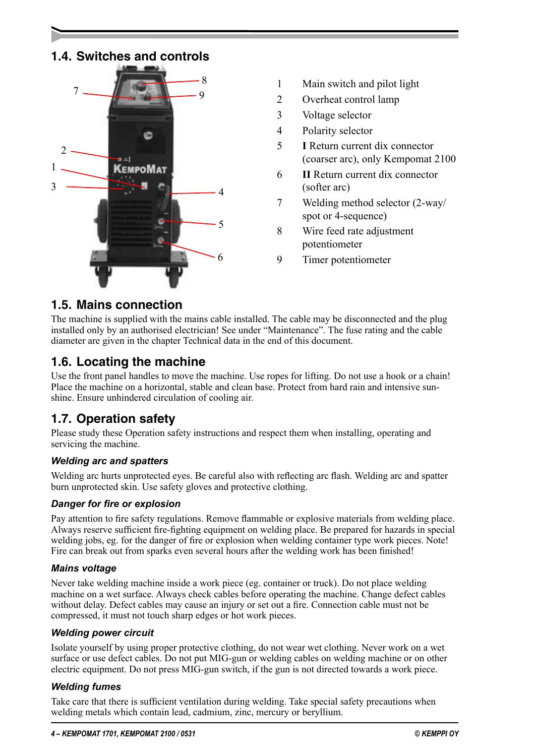## 1.4. Switches and controls

1. Main switch and pilot light
2. Overheat control lamp
3. Voltage selector
4. Polarity selector
5. **I** Return current dix connector (coarser arc), only Kempomat 2100
6. **II** Return current dix connector (softer arc)
7. Welding method selector (2-way/ spot or 4-sequence)
8. Wire feed rate adjustment potentiometer
9. Timer potentiometer

## 1.5. Mains connection

The machine is supplied with the mains cable installed. The cable may be disconnected and the plug installed only by an authorised electrician! See under “Maintenance”. The fuse rating and the cable diameter are given in the chapter Technical data in the end of this document.

## 1.6. Locating the machine

Use the front panel handles to move the machine. Use ropes for lifting. Do not use a hook or a chain! Place the machine on a horizontal, stable and clean base. Protect from hard rain and intensive sunshine. Ensure unhindered circulation of cooling air.

## 1.7. Operation safety

Please study these Operation safety instructions and respect them when installing, operating and servicing the machine.

### *Welding arc and spatters*

Welding arc hurts unprotected eyes. Be careful also with reflecting arc flash. Welding arc and spatter burn unprotected skin. Use safety gloves and protective clothing.

### *Danger for fire or explosion*

Pay attention to fire safety regulations. Remove flammable or explosive materials from welding place. Always reserve sufficient fire-fighting equipment on welding place. Be prepared for hazards in special welding jobs, eg. for the danger of fire or explosion when welding container type work pieces. Note! Fire can break out from sparks even several hours after the welding work has been finished!

### *Mains voltage*

Never take welding machine inside a work piece (eg. container or truck). Do not place welding machine on a wet surface. Always check cables before operating the machine. Change defect cables without delay. Defect cables may cause an injury or set out a fire. Connection cable must not be compressed, it must not touch sharp edges or hot work pieces.

### *Welding power circuit*

Isolate yourself by using proper protective clothing, do not wear wet clothing. Never work on a wet surface or use defect cables. Do not put MIG-gun or welding cables on welding machine or on other electric equipment. Do not press MIG-gun switch, if the gun is not directed towards a work piece.

### *Welding fumes*

Take care that there is sufficient ventilation during welding. Take special safety precautions when welding metals which contain lead, cadmium, zinc, mercury or beryllium.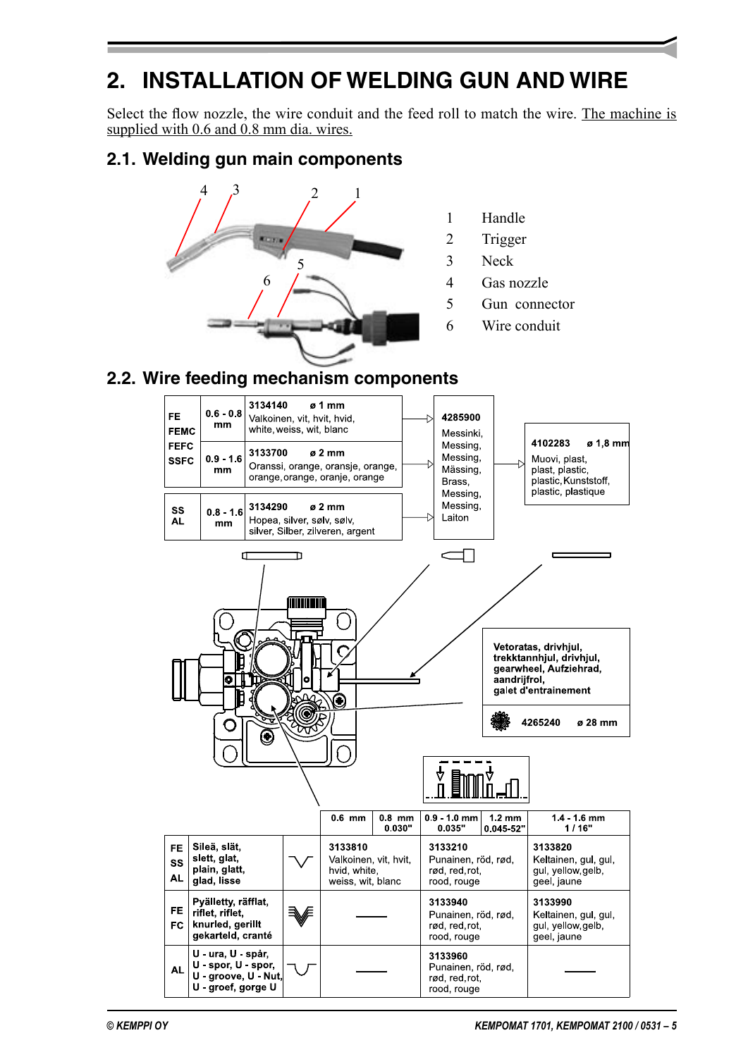## 2. INSTALLATION OF WELDING GUN AND WIRE

Select the flow nozzle, the wire conduit and the feed roll to match the wire. The machine is supplied with 0.6 and 0.8 mm dia. wires.

### 2.1. Welding gun main components

1. Handle
2. Trigger
3. Neck
4. Gas nozzle
5. Gun connector
6. Wire conduit

### 2.2. Wire feeding mechanism components

| | | |
|---|---|---|
| FE FEMC FEFC SSFC | 0.6 - 0.8 mm | 3134140 ø 1 mm Valkoinen, vit, hvit, hvid, white, weiss, wit, blanc |
| | 0.9 - 1.6 mm | 3133700 ø 2 mm Oranssi, orange, oransje, orange, orange, orange, oranje, orange |
| SS AL | 0.8 - 1.6 mm | 3134290 ø 2 mm Hopea, silver, sølv, sølv, silver, Silber, zilveren, argent |

4285900 Messinki, Messing, Messing, Mässing, Brass, Messing, Messing, Laiton

4102283 ø 1,8 mm Muovi, plast, plast, plastic, plastic, Kunststoff, plastic, plastique

Vetoratas, drivhjul, trekktannhjul, drivhjul, gearwheel, Aufziehrad, aandrijfrol, galet d'entrainement

4265240 ø 28 mm

| | | | 0.6 mm | 0.8 mm 0.030" | 0.9 - 1.0 mm 0.035" | 1.2 mm 0.045-52" | 1.4 - 1.6 mm 1 / 16" |
|---|---|---|---|---|---|---|---|
| FE SS AL | Sileä, slät, slett, glat, plain, glatt, glad, lisse | | 3133810 Valkoinen, vit, hvit, hvid, white, weiss, wit, blanc | | 3133210 Punainen, röd, rød, rød, red, rot, rood, rouge | | 3133820 Keltainen, gul, gul, gul, yellow, gelb, geel, jaune |
| FE FC | Pyälletty, räfflat, riflet, riflet, knurled, gerillt gekarteld, cranté | | — | | 3133940 Punainen, röd, rød, rød, red, rot, rood, rouge | | 3133990 Keltainen, gul, gul, gul, yellow, gelb, geel, jaune |
| AL | U - ura, U - spår, U - spor, U - spor, U - groove, U - Nut, U - groef, gorge U | | — | | 3133960 Punainen, röd, rød, rød, red, rot, rood, rouge | | — |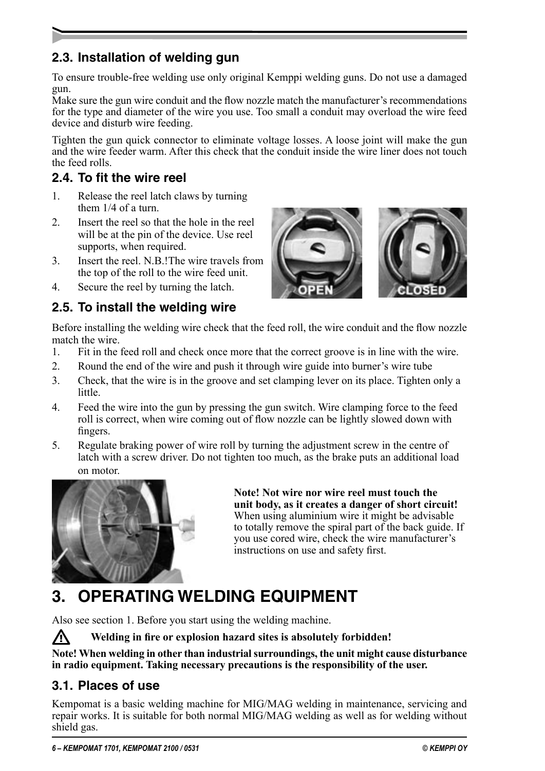## 2.3. Installation of welding gun

To ensure trouble-free welding use only original Kemppi welding guns. Do not use a damaged gun.
Make sure the gun wire conduit and the flow nozzle match the manufacturer's recommendations for the type and diameter of the wire you use. Too small a conduit may overload the wire feed device and disturb wire feeding.

Tighten the gun quick connector to eliminate voltage losses. A loose joint will make the gun and the wire feeder warm. After this check that the conduit inside the wire liner does not touch the feed rolls.

## 2.4. To fit the wire reel

1. Release the reel latch claws by turning them 1/4 of a turn.
2. Insert the reel so that the hole in the reel will be at the pin of the device. Use reel supports, when required.
3. Insert the reel. N.B.!The wire travels from the top of the roll to the wire feed unit.
4. Secure the reel by turning the latch.

## 2.5. To install the welding wire

Before installing the welding wire check that the feed roll, the wire conduit and the flow nozzle match the wire.

1. Fit in the feed roll and check once more that the correct groove is in line with the wire.
2. Round the end of the wire and push it through wire guide into burner's wire tube
3. Check, that the wire is in the groove and set clamping lever on its place. Tighten only a little.
4. Feed the wire into the gun by pressing the gun switch. Wire clamping force to the feed roll is correct, when wire coming out of flow nozzle can be lightly slowed down with fingers.
5. Regulate braking power of wire roll by turning the adjustment screw in the centre of latch with a screw driver. Do not tighten too much, as the brake puts an additional load on motor.

**Note! Not wire nor wire reel must touch the unit body, as it creates a danger of short circuit!** When using aluminium wire it might be advisable to totally remove the spiral part of the back guide. If you use cored wire, check the wire manufacturer's instructions on use and safety first.

# 3. OPERATING WELDING EQUIPMENT

Also see section 1. Before you start using the welding machine.

⚠ **Welding in fire or explosion hazard sites is absolutely forbidden!**

**Note! When welding in other than industrial surroundings, the unit might cause disturbance in radio equipment. Taking necessary precautions is the responsibility of the user.**

## 3.1. Places of use

Kempomat is a basic welding machine for MIG/MAG welding in maintenance, servicing and repair works. It is suitable for both normal MIG/MAG welding as well as for welding without shield gas.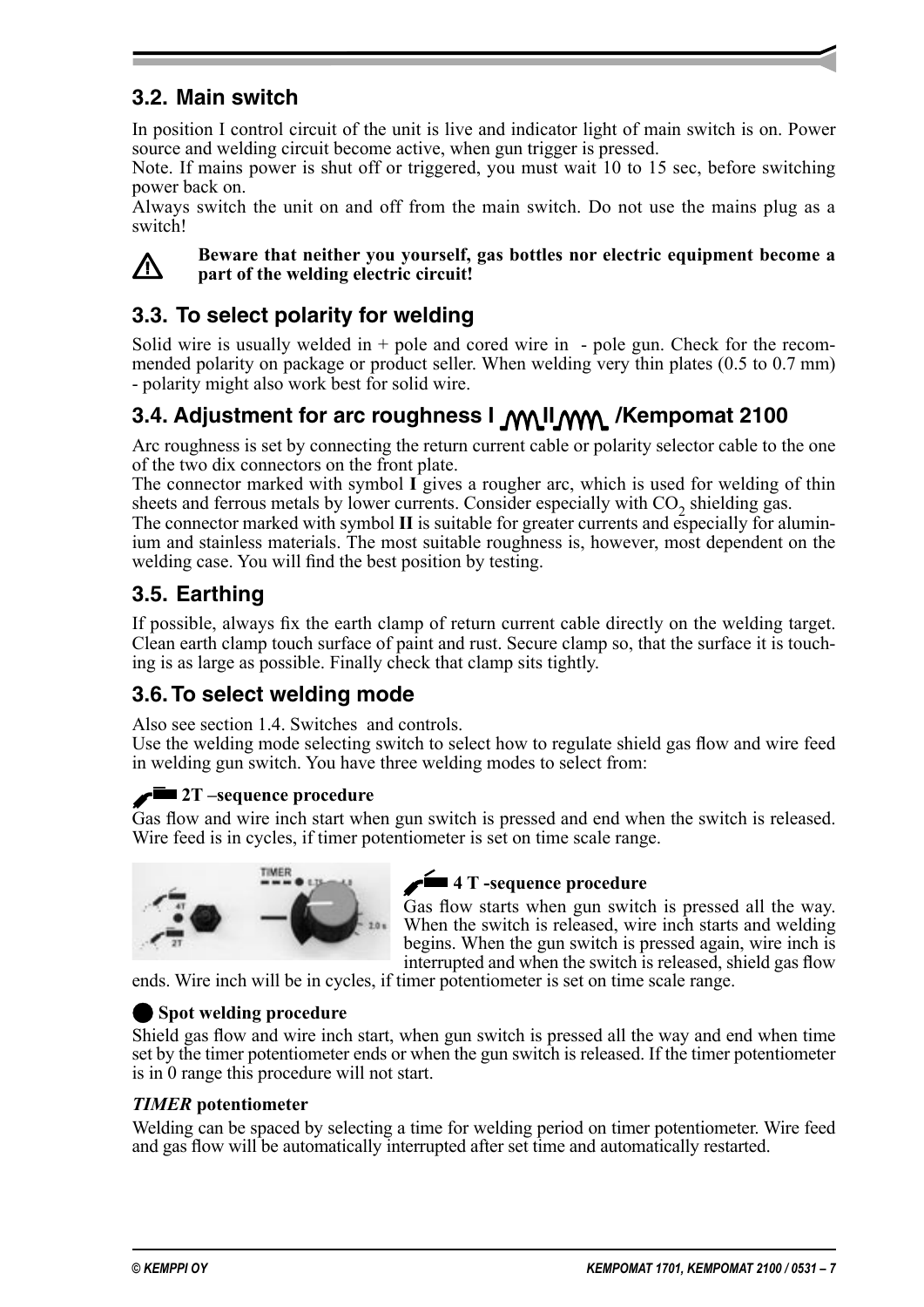## 3.2. Main switch

In position I control circuit of the unit is live and indicator light of main switch is on. Power source and welding circuit become active, when gun trigger is pressed.
Note. If mains power is shut off or triggered, you must wait 10 to 15 sec, before switching power back on.
Always switch the unit on and off from the main switch. Do not use the mains plug as a switch!

⚠ **Beware that neither you yourself, gas bottles nor electric equipment become a part of the welding electric circuit!**

## 3.3. To select polarity for welding

Solid wire is usually welded in + pole and cored wire in - pole gun. Check for the recommended polarity on package or product seller. When welding very thin plates (0.5 to 0.7 mm) - polarity might also work best for solid wire.

## 3.4. Adjustment for arc roughness I II /Kempomat 2100

Arc roughness is set by connecting the return current cable or polarity selector cable to the one of the two dix connectors on the front plate.
The connector marked with symbol **I** gives a rougher arc, which is used for welding of thin sheets and ferrous metals by lower currents. Consider especially with $CO_2$ shielding gas.
The connector marked with symbol **II** is suitable for greater currents and especially for aluminium and stainless materials. The most suitable roughness is, however, most dependent on the welding case. You will find the best position by testing.

## 3.5. Earthing

If possible, always fix the earth clamp of return current cable directly on the welding target. Clean earth clamp touch surface of paint and rust. Secure clamp so, that the surface it is touching is as large as possible. Finally check that clamp sits tightly.

## 3.6. To select welding mode

Also see section 1.4. Switches and controls.
Use the welding mode selecting switch to select how to regulate shield gas flow and wire feed in welding gun switch. You have three welding modes to select from:

**2T –sequence procedure**
Gas flow and wire inch start when gun switch is pressed and end when the switch is released. Wire feed is in cycles, if timer potentiometer is set on time scale range.

**4 T -sequence procedure**
Gas flow starts when gun switch is pressed all the way. When the switch is released, wire inch starts and welding begins. When the gun switch is pressed again, wire inch is interrupted and when the switch is released, shield gas flow ends. Wire inch will be in cycles, if timer potentiometer is set on time scale range.

**Spot welding procedure**
Shield gas flow and wire inch start, when gun switch is pressed all the way and end when time set by the timer potentiometer ends or when the gun switch is released. If the timer potentiometer is in 0 range this procedure will not start.

***TIMER* potentiometer**
Welding can be spaced by selecting a time for welding period on timer potentiometer. Wire feed and gas flow will be automatically interrupted after set time and automatically restarted.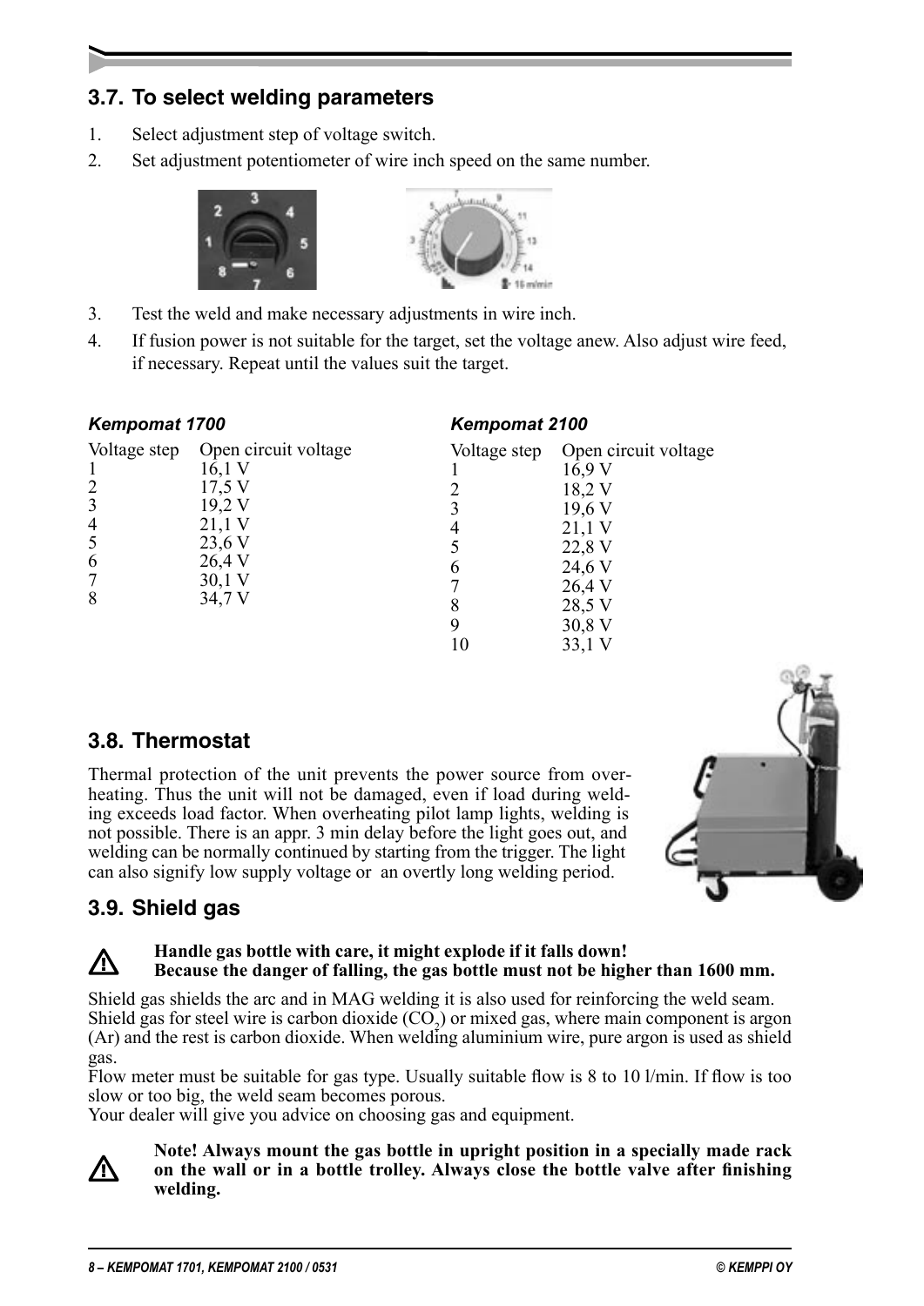## 3.7. To select welding parameters

1. Select adjustment step of voltage switch.
2. Set adjustment potentiometer of wire inch speed on the same number.
3. Test the weld and make necessary adjustments in wire inch.
4. If fusion power is not suitable for the target, set the voltage anew. Also adjust wire feed, if necessary. Repeat until the values suit the target.

***Kempomat 1700***

| Voltage step | Open circuit voltage |
|---|---|
| 1 | 16,1 V |
| 2 | 17,5 V |
| 3 | 19,2 V |
| 4 | 21,1 V |
| 5 | 23,6 V |
| 6 | 26,4 V |
| 7 | 30,1 V |
| 8 | 34,7 V |

***Kempomat 2100***

| Voltage step | Open circuit voltage |
|---|---|
| 1 | 16,9 V |
| 2 | 18,2 V |
| 3 | 19,6 V |
| 4 | 21,1 V |
| 5 | 22,8 V |
| 6 | 24,6 V |
| 7 | 26,4 V |
| 8 | 28,5 V |
| 9 | 30,8 V |
| 10 | 33,1 V |

## 3.8. Thermostat

Thermal protection of the unit prevents the power source from overheating. Thus the unit will not be damaged, even if load during welding exceeds load factor. When overheating pilot lamp lights, welding is not possible. There is an appr. 3 min delay before the light goes out, and welding can be normally continued by starting from the trigger. The light can also signify low supply voltage or an overtly long welding period.

## 3.9. Shield gas

⚠ **Handle gas bottle with care, it might explode if it falls down!**
**Because the danger of falling, the gas bottle must not be higher than 1600 mm.**

Shield gas shields the arc and in MAG welding it is also used for reinforcing the weld seam. Shield gas for steel wire is carbon dioxide ($CO_2$) or mixed gas, where main component is argon (Ar) and the rest is carbon dioxide. When welding aluminium wire, pure argon is used as shield gas.

Flow meter must be suitable for gas type. Usually suitable flow is 8 to 10 l/min. If flow is too slow or too big, the weld seam becomes porous.

Your dealer will give you advice on choosing gas and equipment.

⚠ **Note! Always mount the gas bottle in upright position in a specially made rack on the wall or in a bottle trolley. Always close the bottle valve after finishing welding.**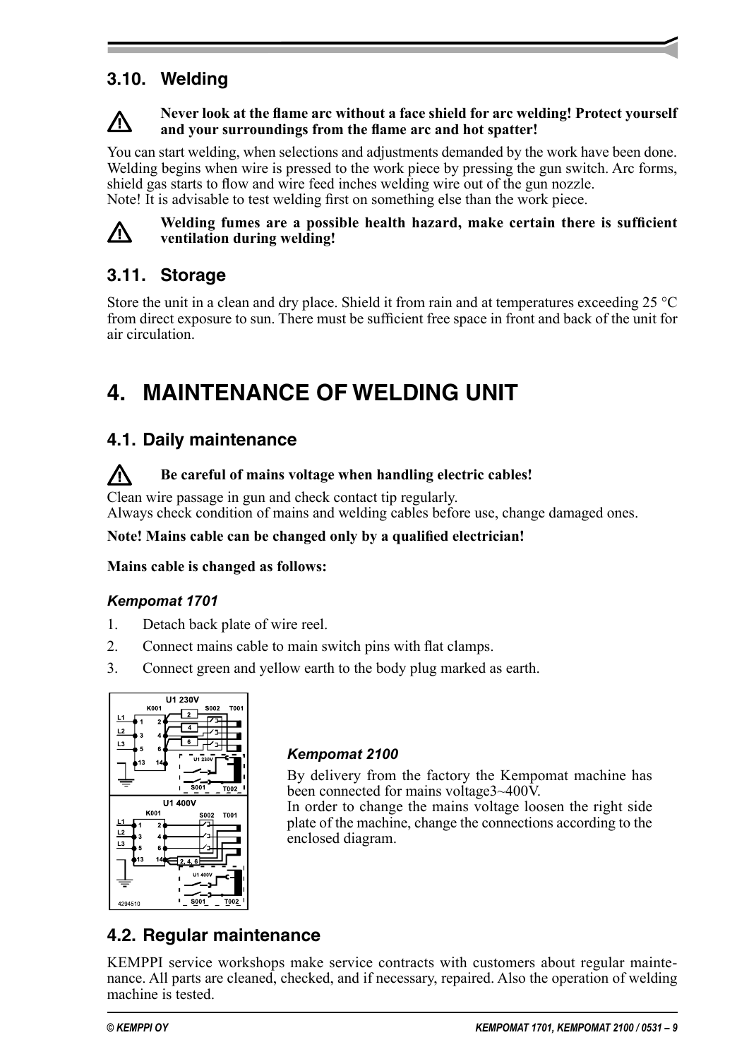## 3.10. Welding

**Never look at the flame arc without a face shield for arc welding! Protect yourself and your surroundings from the flame arc and hot spatter!**

You can start welding, when selections and adjustments demanded by the work have been done. Welding begins when wire is pressed to the work piece by pressing the gun switch. Arc forms, shield gas starts to flow and wire feed inches welding wire out of the gun nozzle.
Note! It is advisable to test welding first on something else than the work piece.

**Welding fumes are a possible health hazard, make certain there is sufficient ventilation during welding!**

## 3.11. Storage

Store the unit in a clean and dry place. Shield it from rain and at temperatures exceeding 25 °C from direct exposure to sun. There must be sufficient free space in front and back of the unit for air circulation.

# 4. MAINTENANCE OF WELDING UNIT

## 4.1. Daily maintenance

**Be careful of mains voltage when handling electric cables!**

Clean wire passage in gun and check contact tip regularly.
Always check condition of mains and welding cables before use, change damaged ones.

**Note! Mains cable can be changed only by a qualified electrician!**

**Mains cable is changed as follows:**

### *Kempomat 1701*

1. Detach back plate of wire reel.
2. Connect mains cable to main switch pins with flat clamps.
3. Connect green and yellow earth to the body plug marked as earth.

### *Kempomat 2100*

By delivery from the factory the Kempomat machine has been connected for mains voltage3~400V.
In order to change the mains voltage loosen the right side plate of the machine, change the connections according to the enclosed diagram.

## 4.2. Regular maintenance

KEMPPI service workshops make service contracts with customers about regular maintenance. All parts are cleaned, checked, and if necessary, repaired. Also the operation of welding machine is tested.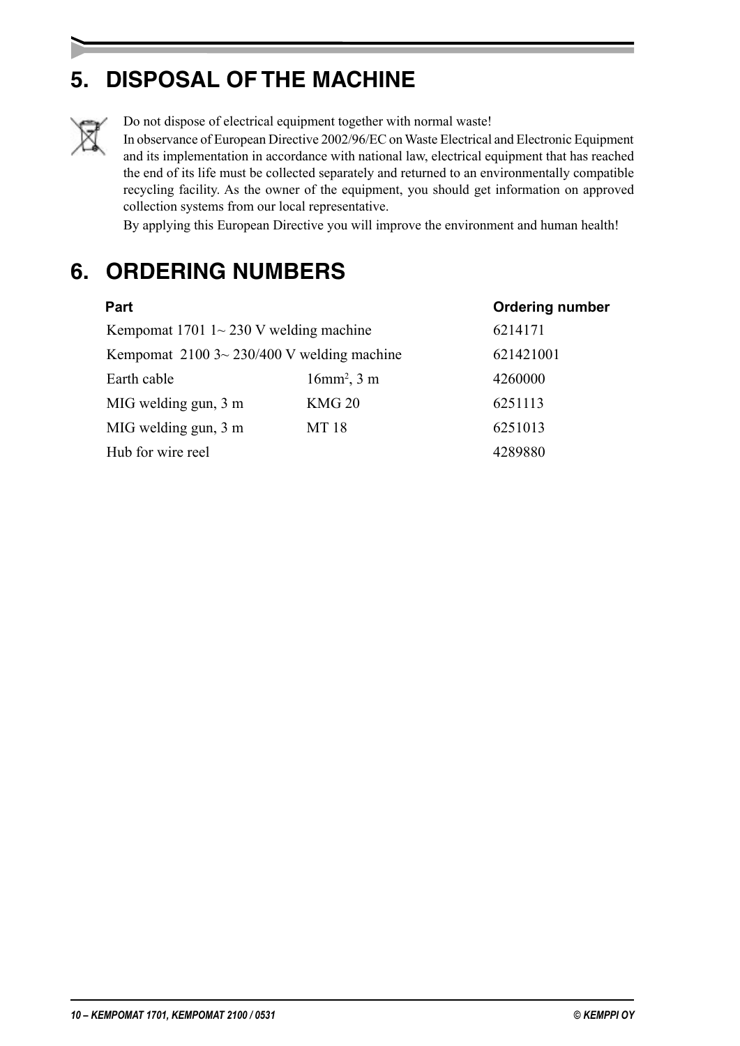## 5. DISPOSAL OF THE MACHINE

Do not dispose of electrical equipment together with normal waste!

In observance of European Directive 2002/96/EC on Waste Electrical and Electronic Equipment and its implementation in accordance with national law, electrical equipment that has reached the end of its life must be collected separately and returned to an environmentally compatible recycling facility. As the owner of the equipment, you should get information on approved collection systems from our local representative.

By applying this European Directive you will improve the environment and human health!

## 6. ORDERING NUMBERS

| Part | | Ordering number |
|---|---|---|
| Kempomat 1701 1~ 230 V welding machine | | 6214171 |
| Kempomat 2100 3~ 230/400 V welding machine | | 621421001 |
| Earth cable | $16 mm^2$, 3 m | 4260000 |
| MIG welding gun, 3 m | KMG 20 | 6251113 |
| MIG welding gun, 3 m | MT 18 | 6251013 |
| Hub for wire reel | | 4289880 |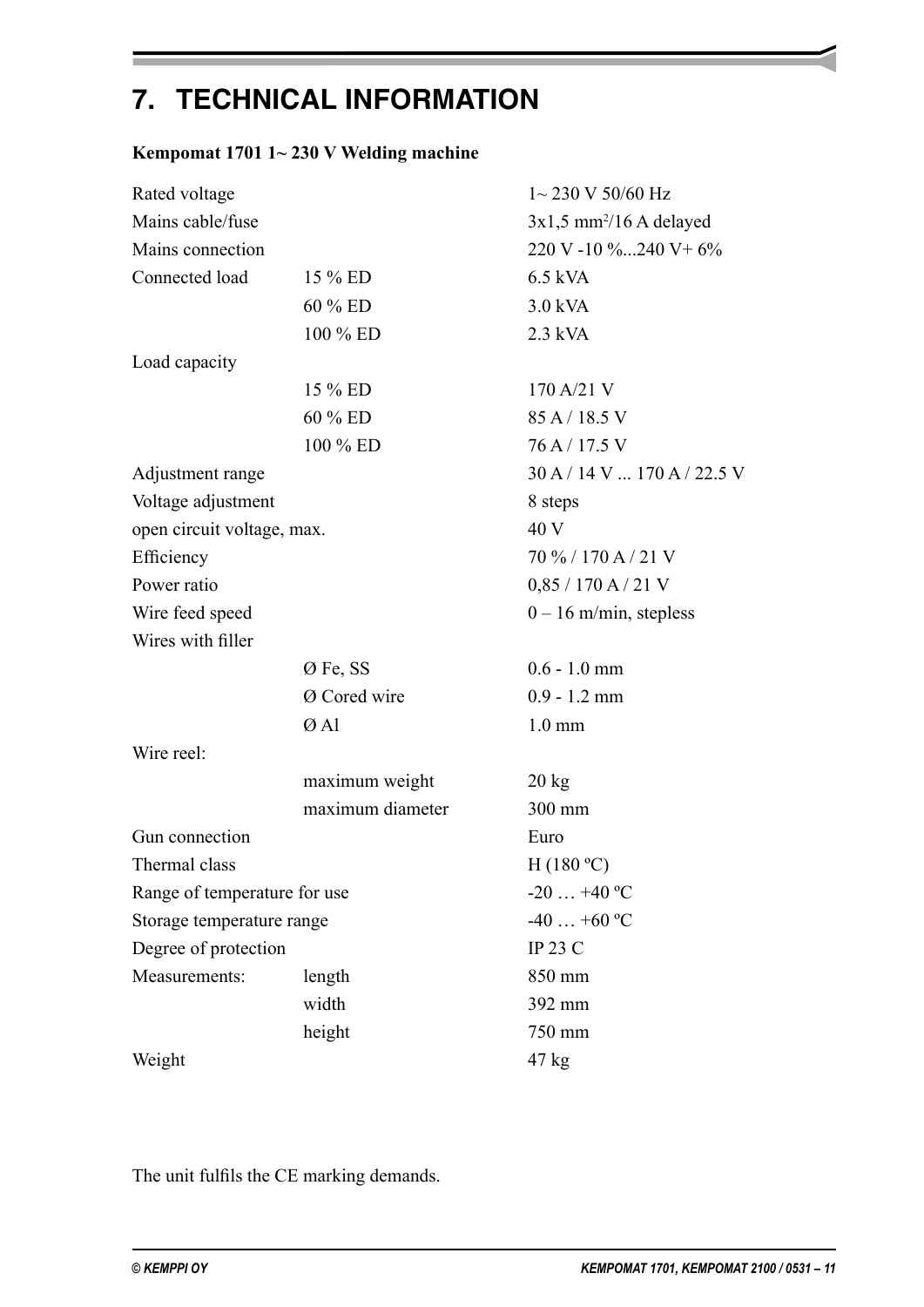# 7. TECHNICAL INFORMATION

**Kempomat 1701 1~ 230 V Welding machine**

| | | |
|---|---|---|
| Rated voltage | | 1~ 230 V 50/60 Hz |
| Mains cable/fuse | | 3x1,5 mm²/16 A delayed |
| Mains connection | | 220 V -10 %...240 V+ 6% |
| Connected load | 15 % ED | 6.5 kVA |
| | 60 % ED | 3.0 kVA |
| | 100 % ED | 2.3 kVA |
| Load capacity | | |
| | 15 % ED | 170 A/21 V |
| | 60 % ED | 85 A / 18.5 V |
| | 100 % ED | 76 A / 17.5 V |
| Adjustment range | | 30 A / 14 V ... 170 A / 22.5 V |
| Voltage adjustment | | 8 steps |
| open circuit voltage, max. | | 40 V |
| Efficiency | | 70 % / 170 A / 21 V |
| Power ratio | | 0,85 / 170 A / 21 V |
| Wire feed speed | | 0 – 16 m/min, stepless |
| Wires with filler | | |
| | Ø Fe, SS | 0.6 - 1.0 mm |
| | Ø Cored wire | 0.9 - 1.2 mm |
| | Ø Al | 1.0 mm |
| Wire reel: | | |
| | maximum weight | 20 kg |
| | maximum diameter | 300 mm |
| Gun connection | | Euro |
| Thermal class | | H (180 ºC) |
| Range of temperature for use | | -20 … +40 ºC |
| Storage temperature range | | -40 … +60 ºC |
| Degree of protection | | IP 23 C |
| Measurements: | length | 850 mm |
| | width | 392 mm |
| | height | 750 mm |
| Weight | | 47 kg |

The unit fulfils the CE marking demands.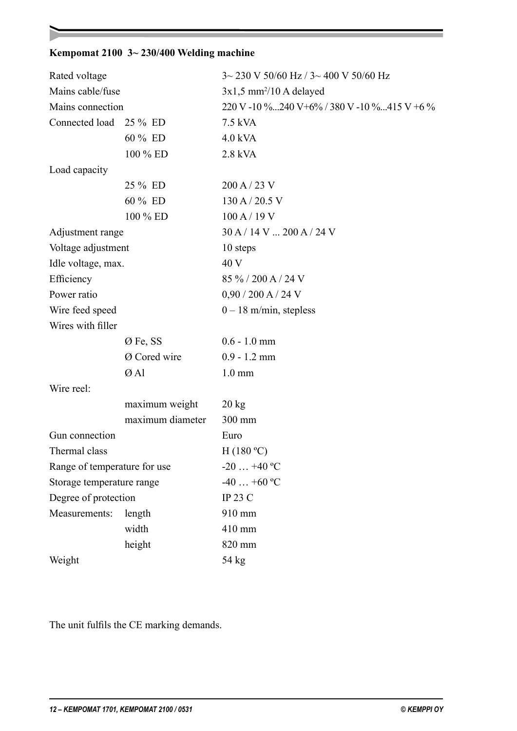**Kempomat 2100 3~ 230/400 Welding machine**

| | | |
|---|---|---|
| Rated voltage | | 3~ 230 V 50/60 Hz / 3~ 400 V 50/60 Hz |
| Mains cable/fuse | | 3x1,5 mm²/10 A delayed |
| Mains connection | | 220 V -10 %...240 V+6% / 380 V -10 %...415 V +6 % |
| Connected load | 25 % ED | 7.5 kVA |
| | 60 % ED | 4.0 kVA |
| | 100 % ED | 2.8 kVA |
| Load capacity | | |
| | 25 % ED | 200 A / 23 V |
| | 60 % ED | 130 A / 20.5 V |
| | 100 % ED | 100 A / 19 V |
| Adjustment range | | 30 A / 14 V ... 200 A / 24 V |
| Voltage adjustment | | 10 steps |
| Idle voltage, max. | | 40 V |
| Efficiency | | 85 % / 200 A / 24 V |
| Power ratio | | 0,90 / 200 A / 24 V |
| Wire feed speed | | 0 – 18 m/min, stepless |
| Wires with filler | | |
| | Ø Fe, SS | 0.6 - 1.0 mm |
| | Ø Cored wire | 0.9 - 1.2 mm |
| | Ø Al | 1.0 mm |
| Wire reel: | | |
| | maximum weight | 20 kg |
| | maximum diameter | 300 mm |
| Gun connection | | Euro |
| Thermal class | | H (180 ºC) |
| Range of temperature for use | | -20 … +40 ºC |
| Storage temperature range | | -40 … +60 ºC |
| Degree of protection | | IP 23 C |
| Measurements: | length | 910 mm |
| | width | 410 mm |
| | height | 820 mm |
| Weight | | 54 kg |

The unit fulfils the CE marking demands.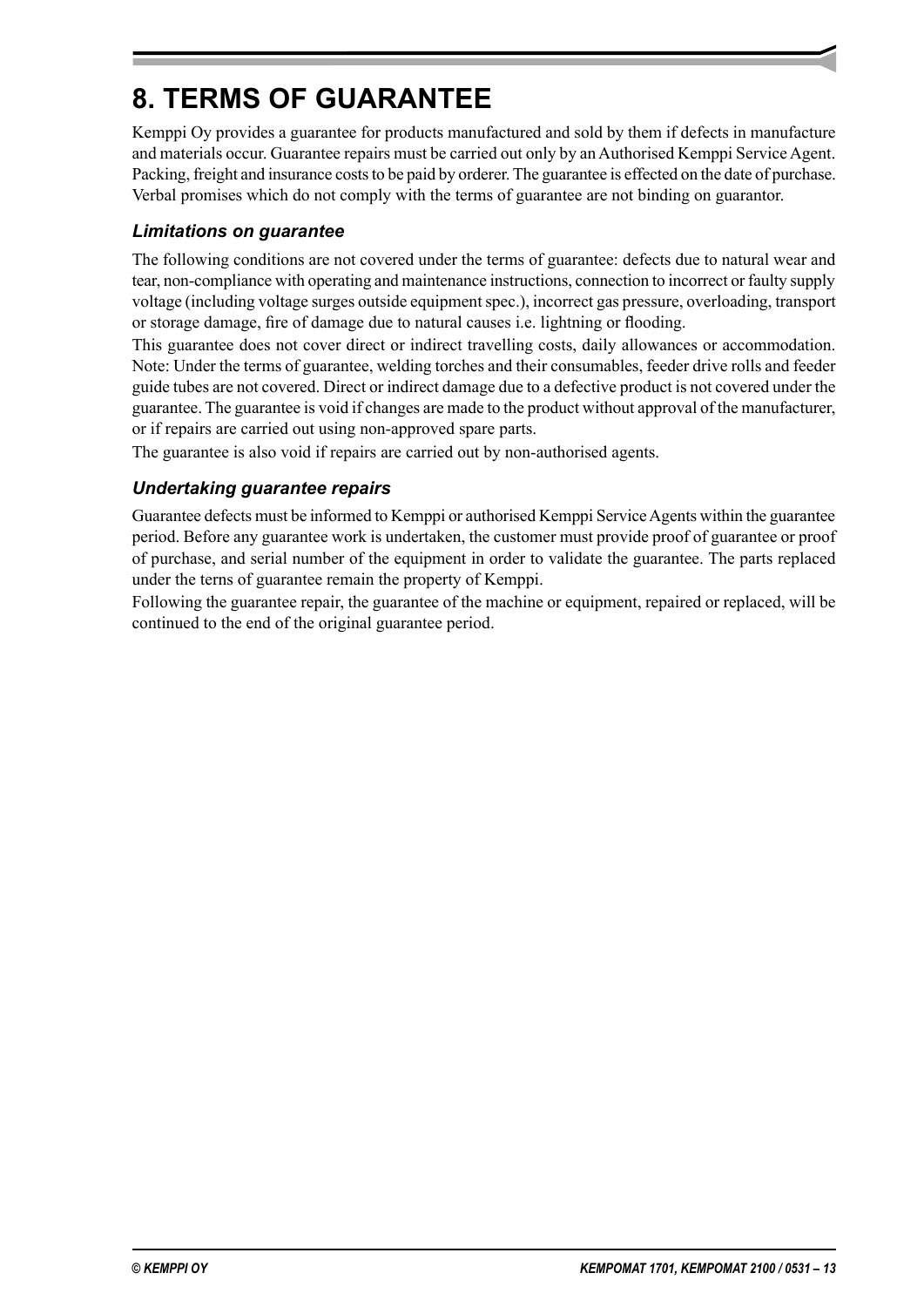# 8. TERMS OF GUARANTEE

Kemppi Oy provides a guarantee for products manufactured and sold by them if defects in manufacture and materials occur. Guarantee repairs must be carried out only by an Authorised Kemppi Service Agent. Packing, freight and insurance costs to be paid by orderer. The guarantee is effected on the date of purchase. Verbal promises which do not comply with the terms of guarantee are not binding on guarantor.

### *Limitations on guarantee*

The following conditions are not covered under the terms of guarantee: defects due to natural wear and tear, non-compliance with operating and maintenance instructions, connection to incorrect or faulty supply voltage (including voltage surges outside equipment spec.), incorrect gas pressure, overloading, transport or storage damage, fire of damage due to natural causes i.e. lightning or flooding.

This guarantee does not cover direct or indirect travelling costs, daily allowances or accommodation. Note: Under the terms of guarantee, welding torches and their consumables, feeder drive rolls and feeder guide tubes are not covered. Direct or indirect damage due to a defective product is not covered under the guarantee. The guarantee is void if changes are made to the product without approval of the manufacturer, or if repairs are carried out using non-approved spare parts.

The guarantee is also void if repairs are carried out by non-authorised agents.

### *Undertaking guarantee repairs*

Guarantee defects must be informed to Kemppi or authorised Kemppi Service Agents within the guarantee period. Before any guarantee work is undertaken, the customer must provide proof of guarantee or proof of purchase, and serial number of the equipment in order to validate the guarantee. The parts replaced under the terns of guarantee remain the property of Kemppi.

Following the guarantee repair, the guarantee of the machine or equipment, repaired or replaced, will be continued to the end of the original guarantee period.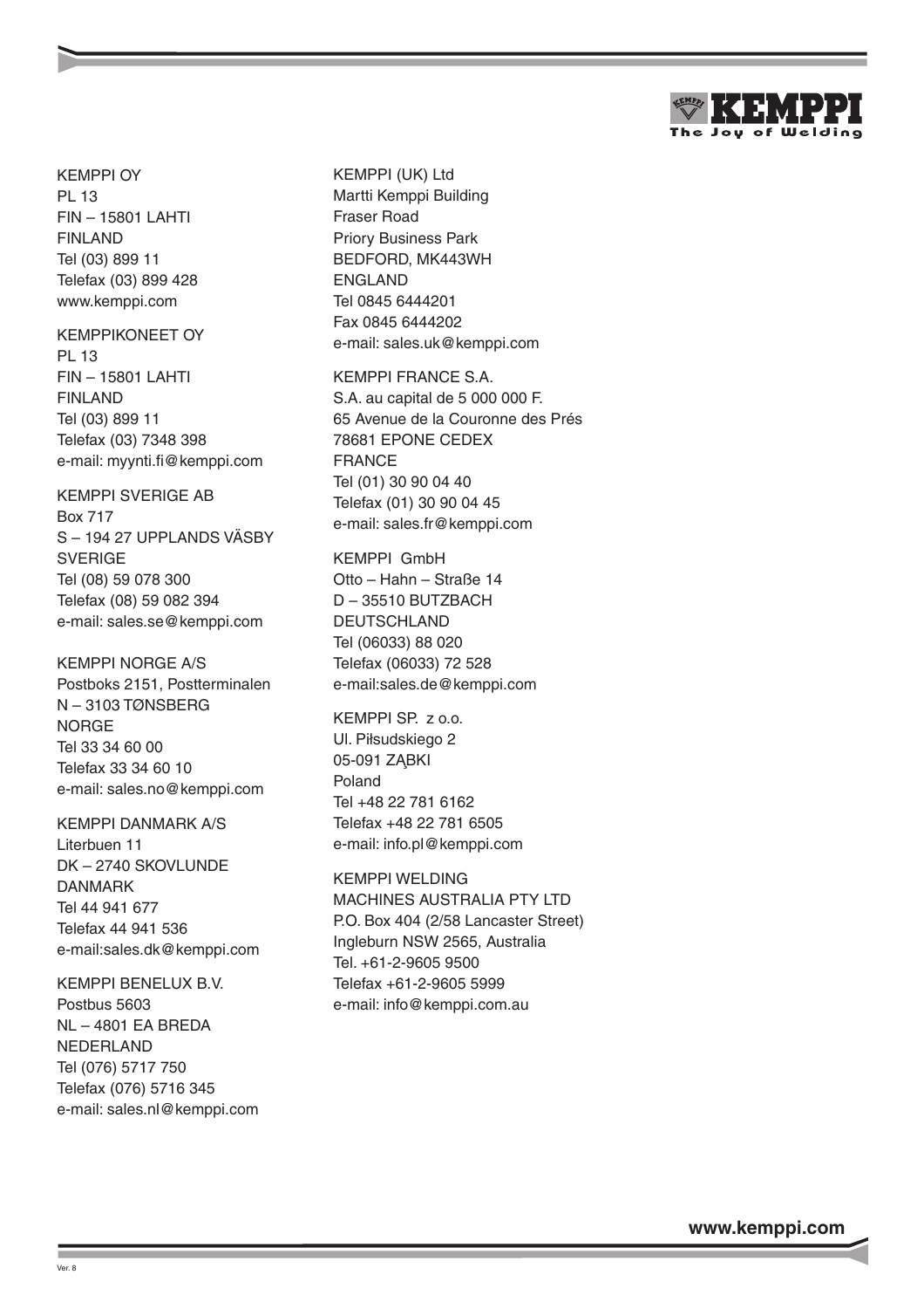KEMPPI OY
PL 13
FIN – 15801 LAHTI
FINLAND
Tel (03) 899 11
Telefax (03) 899 428
www.kemppi.com

KEMPPIKONEET OY
PL 13
FIN – 15801 LAHTI
FINLAND
Tel (03) 899 11
Telefax (03) 7348 398
e-mail: myynti.fi@kemppi.com

KEMPPI SVERIGE AB
Box 717
S – 194 27 UPPLANDS VÄSBY
SVERIGE
Tel (08) 59 078 300
Telefax (08) 59 082 394
e-mail: sales.se@kemppi.com

KEMPPI NORGE A/S
Postboks 2151, Postterminalen
N – 3103 TØNSBERG
NORGE
Tel 33 34 60 00
Telefax 33 34 60 10
e-mail: sales.no@kemppi.com

KEMPPI DANMARK A/S
Literbuen 11
DK – 2740 SKOVLUNDE
DANMARK
Tel 44 941 677
Telefax 44 941 536
e-mail:sales.dk@kemppi.com

KEMPPI BENELUX B.V.
Postbus 5603
NL – 4801 EA BREDA
NEDERLAND
Tel (076) 5717 750
Telefax (076) 5716 345
e-mail: sales.nl@kemppi.com

KEMPPI (UK) Ltd
Martti Kemppi Building
Fraser Road
Priory Business Park
BEDFORD, MK443WH
ENGLAND
Tel 0845 6444201
Fax 0845 6444202
e-mail: sales.uk@kemppi.com

KEMPPI FRANCE S.A.
S.A. au capital de 5 000 000 F.
65 Avenue de la Couronne des Prés
78681 EPONE CEDEX
FRANCE
Tel (01) 30 90 04 40
Telefax (01) 30 90 04 45
e-mail: sales.fr@kemppi.com

KEMPPI GmbH
Otto – Hahn – Straße 14
D – 35510 BUTZBACH
DEUTSCHLAND
Tel (06033) 88 020
Telefax (06033) 72 528
e-mail:sales.de@kemppi.com

KEMPPI SP. z o.o.
Ul. Piłsudskiego 2
05-091 ZĄBKI
Poland
Tel +48 22 781 6162
Telefax +48 22 781 6505
e-mail: info.pl@kemppi.com

KEMPPI WELDING
MACHINES AUSTRALIA PTY LTD
P.O. Box 404 (2/58 Lancaster Street)
Ingleburn NSW 2565, Australia
Tel. +61-2-9605 9500
Telefax +61-2-9605 5999
e-mail: info@kemppi.com.au

**www.kemppi.com**

Ver. 8